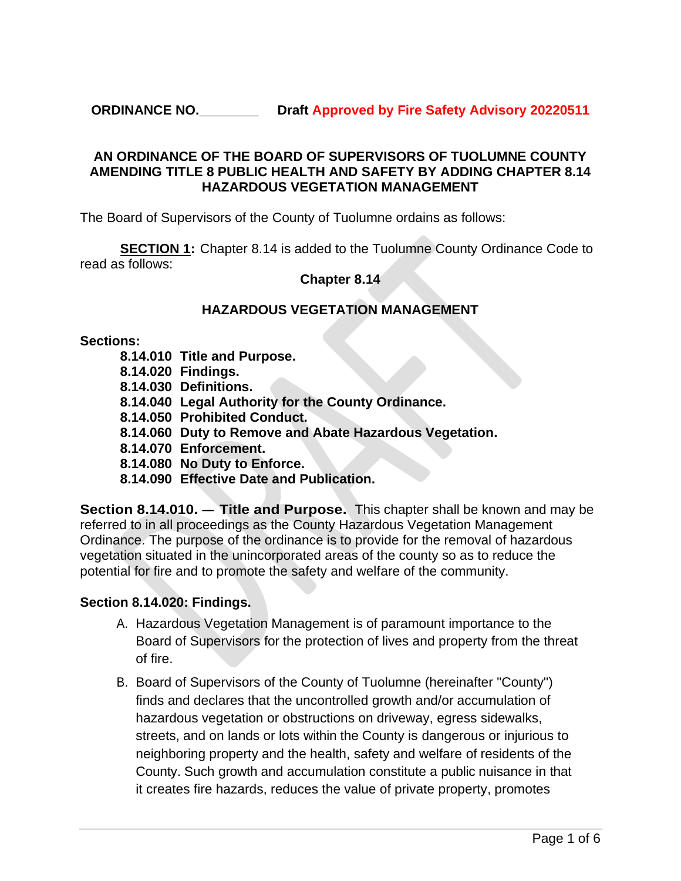**ORDINANCE NO.________** **Draft Approved by Fire Safety Advisory 20220511**

**AN ORDINANCE OF THE BOARD OF SUPERVISORS OF TUOLUMNE COUNTY AMENDING TITLE 8 PUBLIC HEALTH AND SAFETY BY ADDING CHAPTER 8.14 HAZARDOUS VEGETATION MANAGEMENT**

The Board of Supervisors of the County of Tuolumne ordains as follows:

**SECTION 1:** Chapter 8.14 is added to the Tuolumne County Ordinance Code to read as follows:

**Chapter 8.14**

**HAZARDOUS VEGETATION MANAGEMENT**

**Sections:**

**8.14.010 Title and Purpose.**
**8.14.020 Findings.**
**8.14.030 Definitions.**
**8.14.040 Legal Authority for the County Ordinance.**
**8.14.050 Prohibited Conduct.**
**8.14.060 Duty to Remove and Abate Hazardous Vegetation.**
**8.14.070 Enforcement.**
**8.14.080 No Duty to Enforce.**
**8.14.090 Effective Date and Publication.**

**Section 8.14.010. — Title and Purpose.** This chapter shall be known and may be referred to in all proceedings as the County Hazardous Vegetation Management Ordinance. The purpose of the ordinance is to provide for the removal of hazardous vegetation situated in the unincorporated areas of the county so as to reduce the potential for fire and to promote the safety and welfare of the community.

**Section 8.14.020: Findings.**

A. Hazardous Vegetation Management is of paramount importance to the Board of Supervisors for the protection of lives and property from the threat of fire.

B. Board of Supervisors of the County of Tuolumne (hereinafter "County") finds and declares that the uncontrolled growth and/or accumulation of hazardous vegetation or obstructions on driveway, egress sidewalks, streets, and on lands or lots within the County is dangerous or injurious to neighboring property and the health, safety and welfare of residents of the County. Such growth and accumulation constitute a public nuisance in that it creates fire hazards, reduces the value of private property, promotes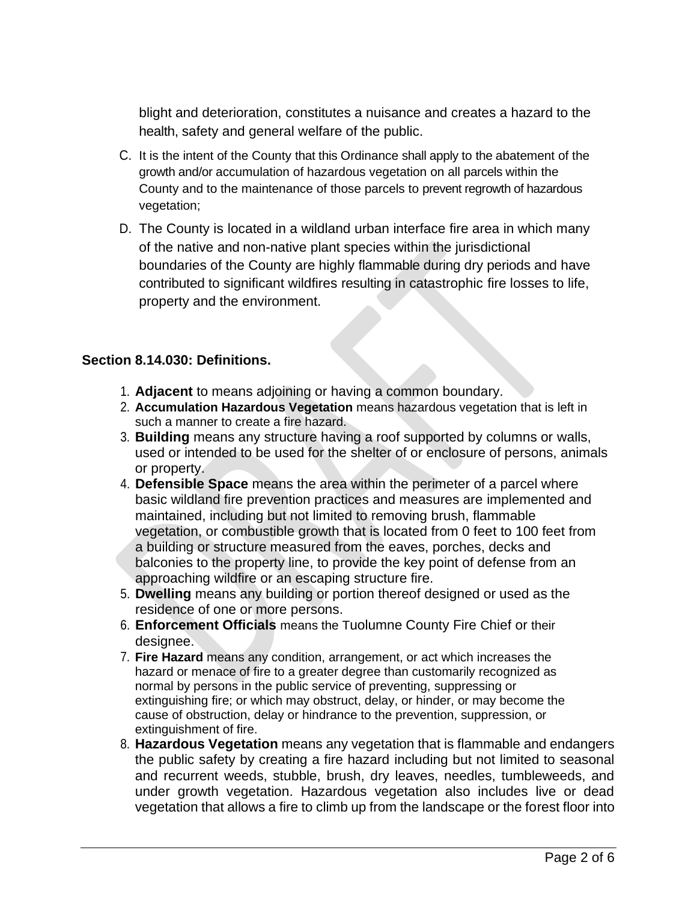blight and deterioration, constitutes a nuisance and creates a hazard to the health, safety and general welfare of the public.

C. It is the intent of the County that this Ordinance shall apply to the abatement of the growth and/or accumulation of hazardous vegetation on all parcels within the County and to the maintenance of those parcels to prevent regrowth of hazardous vegetation;

D. The County is located in a wildland urban interface fire area in which many of the native and non-native plant species within the jurisdictional boundaries of the County are highly flammable during dry periods and have contributed to significant wildfires resulting in catastrophic fire losses to life, property and the environment.

### Section 8.14.030: Definitions.

1. **Adjacent** to means adjoining or having a common boundary.
2. **Accumulation Hazardous Vegetation** means hazardous vegetation that is left in such a manner to create a fire hazard.
3. **Building** means any structure having a roof supported by columns or walls, used or intended to be used for the shelter of or enclosure of persons, animals or property.
4. **Defensible Space** means the area within the perimeter of a parcel where basic wildland fire prevention practices and measures are implemented and maintained, including but not limited to removing brush, flammable vegetation, or combustible growth that is located from 0 feet to 100 feet from a building or structure measured from the eaves, porches, decks and balconies to the property line, to provide the key point of defense from an approaching wildfire or an escaping structure fire.
5. **Dwelling** means any building or portion thereof designed or used as the residence of one or more persons.
6. **Enforcement Officials** means the Tuolumne County Fire Chief or their designee.
7. **Fire Hazard** means any condition, arrangement, or act which increases the hazard or menace of fire to a greater degree than customarily recognized as normal by persons in the public service of preventing, suppressing or extinguishing fire; or which may obstruct, delay, or hinder, or may become the cause of obstruction, delay or hindrance to the prevention, suppression, or extinguishment of fire.
8. **Hazardous Vegetation** means any vegetation that is flammable and endangers the public safety by creating a fire hazard including but not limited to seasonal and recurrent weeds, stubble, brush, dry leaves, needles, tumbleweeds, and under growth vegetation. Hazardous vegetation also includes live or dead vegetation that allows a fire to climb up from the landscape or the forest floor into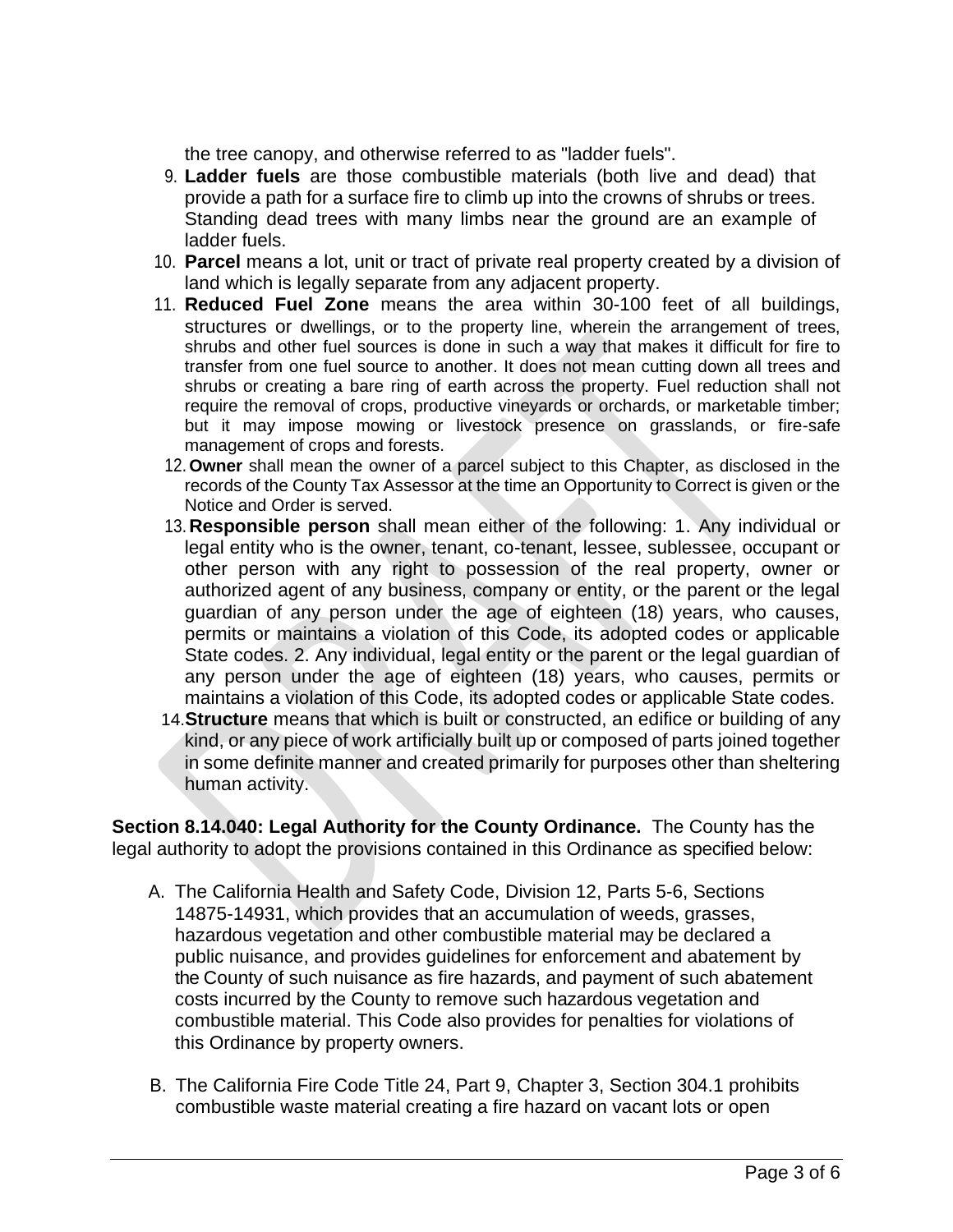the tree canopy, and otherwise referred to as "ladder fuels".

9. **Ladder fuels** are those combustible materials (both live and dead) that provide a path for a surface fire to climb up into the crowns of shrubs or trees. Standing dead trees with many limbs near the ground are an example of ladder fuels.
10. **Parcel** means a lot, unit or tract of private real property created by a division of land which is legally separate from any adjacent property.
11. **Reduced Fuel Zone** means the area within 30-100 feet of all buildings, structures or dwellings, or to the property line, wherein the arrangement of trees, shrubs and other fuel sources is done in such a way that makes it difficult for fire to transfer from one fuel source to another. It does not mean cutting down all trees and shrubs or creating a bare ring of earth across the property. Fuel reduction shall not require the removal of crops, productive vineyards or orchards, or marketable timber; but it may impose mowing or livestock presence on grasslands, or fire-safe management of crops and forests.
12. **Owner** shall mean the owner of a parcel subject to this Chapter, as disclosed in the records of the County Tax Assessor at the time an Opportunity to Correct is given or the Notice and Order is served.
13. **Responsible person** shall mean either of the following: 1. Any individual or legal entity who is the owner, tenant, co-tenant, lessee, sublessee, occupant or other person with any right to possession of the real property, owner or authorized agent of any business, company or entity, or the parent or the legal guardian of any person under the age of eighteen (18) years, who causes, permits or maintains a violation of this Code, its adopted codes or applicable State codes. 2. Any individual, legal entity or the parent or the legal guardian of any person under the age of eighteen (18) years, who causes, permits or maintains a violation of this Code, its adopted codes or applicable State codes.
14. **Structure** means that which is built or constructed, an edifice or building of any kind, or any piece of work artificially built up or composed of parts joined together in some definite manner and created primarily for purposes other than sheltering human activity.

**Section 8.14.040: Legal Authority for the County Ordinance.** The County has the legal authority to adopt the provisions contained in this Ordinance as specified below:

A. The California Health and Safety Code, Division 12, Parts 5-6, Sections 14875-14931, which provides that an accumulation of weeds, grasses, hazardous vegetation and other combustible material may be declared a public nuisance, and provides guidelines for enforcement and abatement by the County of such nuisance as fire hazards, and payment of such abatement costs incurred by the County to remove such hazardous vegetation and combustible material. This Code also provides for penalties for violations of this Ordinance by property owners.

B. The California Fire Code Title 24, Part 9, Chapter 3, Section 304.1 prohibits combustible waste material creating a fire hazard on vacant lots or open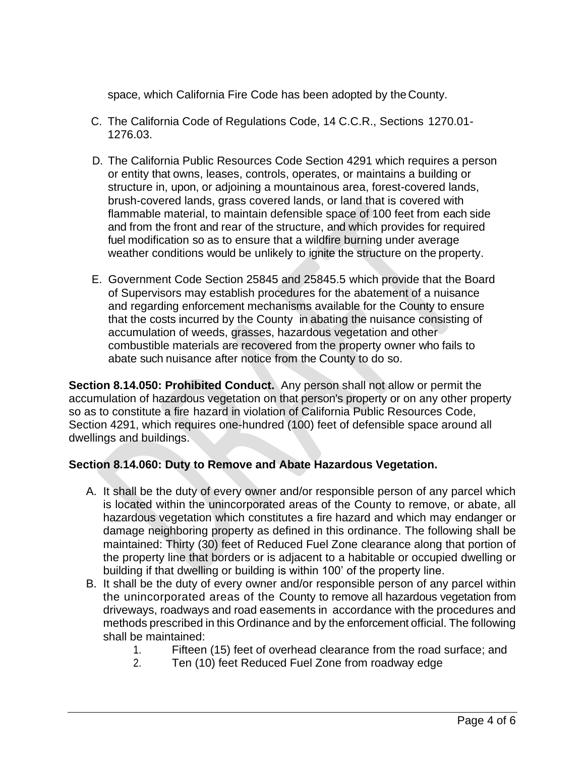space, which California Fire Code has been adopted by the County.

C. The California Code of Regulations Code, 14 C.C.R., Sections 1270.01-1276.03.

D. The California Public Resources Code Section 4291 which requires a person or entity that owns, leases, controls, operates, or maintains a building or structure in, upon, or adjoining a mountainous area, forest-covered lands, brush-covered lands, grass covered lands, or land that is covered with flammable material, to maintain defensible space of 100 feet from each side and from the front and rear of the structure, and which provides for required fuel modification so as to ensure that a wildfire burning under average weather conditions would be unlikely to ignite the structure on the property.

E. Government Code Section 25845 and 25845.5 which provide that the Board of Supervisors may establish procedures for the abatement of a nuisance and regarding enforcement mechanisms available for the County to ensure that the costs incurred by the County in abating the nuisance consisting of accumulation of weeds, grasses, hazardous vegetation and other combustible materials are recovered from the property owner who fails to abate such nuisance after notice from the County to do so.

**Section 8.14.050: Prohibited Conduct.** Any person shall not allow or permit the accumulation of hazardous vegetation on that person's property or on any other property so as to constitute a fire hazard in violation of California Public Resources Code, Section 4291, which requires one-hundred (100) feet of defensible space around all dwellings and buildings.

**Section 8.14.060: Duty to Remove and Abate Hazardous Vegetation.**

A. It shall be the duty of every owner and/or responsible person of any parcel which is located within the unincorporated areas of the County to remove, or abate, all hazardous vegetation which constitutes a fire hazard and which may endanger or damage neighboring property as defined in this ordinance. The following shall be maintained: Thirty (30) feet of Reduced Fuel Zone clearance along that portion of the property line that borders or is adjacent to a habitable or occupied dwelling or building if that dwelling or building is within 100' of the property line.

B. It shall be the duty of every owner and/or responsible person of any parcel within the unincorporated areas of the County to remove all hazardous vegetation from driveways, roadways and road easements in accordance with the procedures and methods prescribed in this Ordinance and by the enforcement official. The following shall be maintained:
   1. Fifteen (15) feet of overhead clearance from the road surface; and
   2. Ten (10) feet Reduced Fuel Zone from roadway edge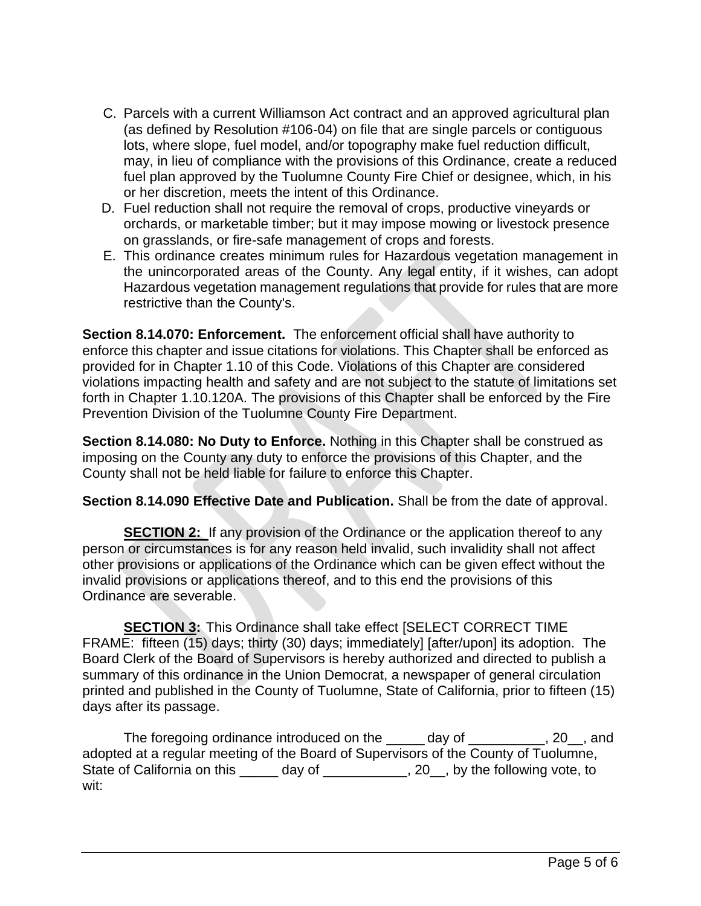C. Parcels with a current Williamson Act contract and an approved agricultural plan (as defined by Resolution #106-04) on file that are single parcels or contiguous lots, where slope, fuel model, and/or topography make fuel reduction difficult, may, in lieu of compliance with the provisions of this Ordinance, create a reduced fuel plan approved by the Tuolumne County Fire Chief or designee, which, in his or her discretion, meets the intent of this Ordinance.

D. Fuel reduction shall not require the removal of crops, productive vineyards or orchards, or marketable timber; but it may impose mowing or livestock presence on grasslands, or fire-safe management of crops and forests.

E. This ordinance creates minimum rules for Hazardous vegetation management in the unincorporated areas of the County. Any legal entity, if it wishes, can adopt Hazardous vegetation management regulations that provide for rules that are more restrictive than the County's.

**Section 8.14.070: Enforcement.** The enforcement official shall have authority to enforce this chapter and issue citations for violations. This Chapter shall be enforced as provided for in Chapter 1.10 of this Code. Violations of this Chapter are considered violations impacting health and safety and are not subject to the statute of limitations set forth in Chapter 1.10.120A. The provisions of this Chapter shall be enforced by the Fire Prevention Division of the Tuolumne County Fire Department.

**Section 8.14.080: No Duty to Enforce.** Nothing in this Chapter shall be construed as imposing on the County any duty to enforce the provisions of this Chapter, and the County shall not be held liable for failure to enforce this Chapter.

**Section 8.14.090 Effective Date and Publication.** Shall be from the date of approval.

**SECTION 2:** If any provision of the Ordinance or the application thereof to any person or circumstances is for any reason held invalid, such invalidity shall not affect other provisions or applications of the Ordinance which can be given effect without the invalid provisions or applications thereof, and to this end the provisions of this Ordinance are severable.

**SECTION 3:** This Ordinance shall take effect [SELECT CORRECT TIME FRAME: fifteen (15) days; thirty (30) days; immediately] [after/upon] its adoption. The Board Clerk of the Board of Supervisors is hereby authorized and directed to publish a summary of this ordinance in the Union Democrat, a newspaper of general circulation printed and published in the County of Tuolumne, State of California, prior to fifteen (15) days after its passage.

The foregoing ordinance introduced on the _____ day of __________, 20__, and adopted at a regular meeting of the Board of Supervisors of the County of Tuolumne, State of California on this _____ day of ___________, 20__, by the following vote, to wit: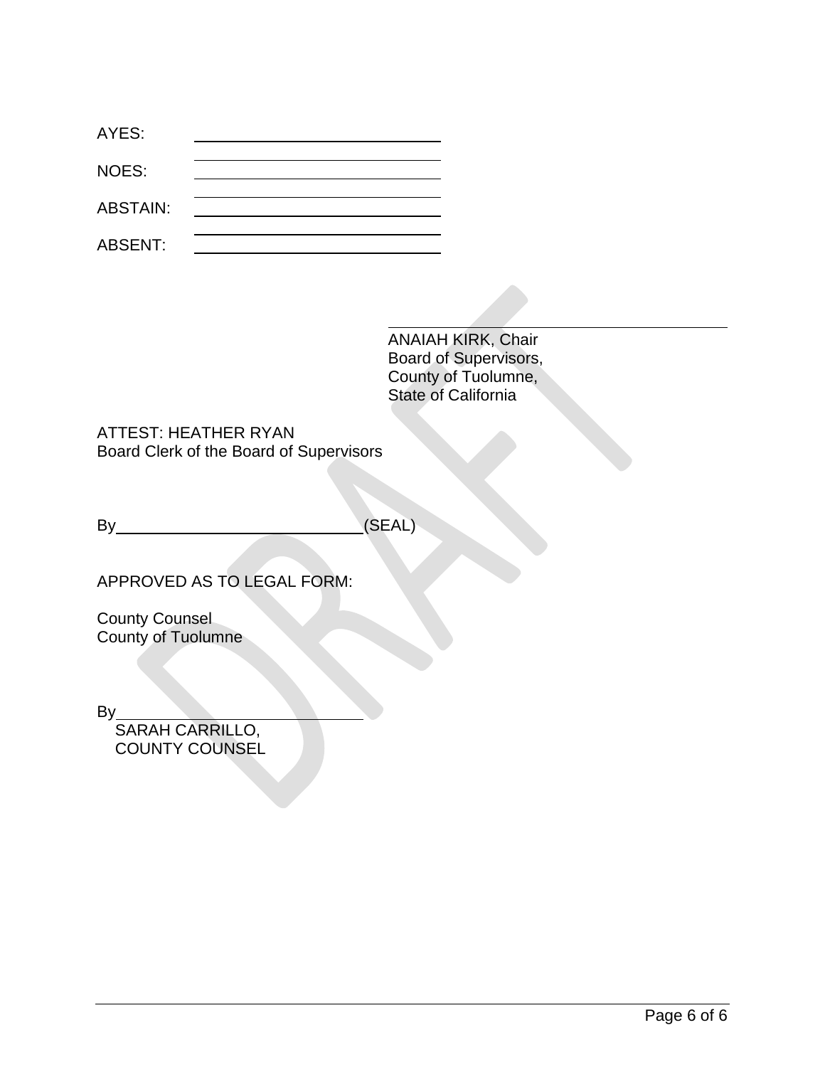AYES: \_\_\_\_\_\_\_\_\_\_\_\_\_\_\_\_\_\_\_\_\_\_\_\_\_\_\_\_

NOES: \_\_\_\_\_\_\_\_\_\_\_\_\_\_\_\_\_\_\_\_\_\_\_\_\_\_\_\_

ABSTAIN: \_\_\_\_\_\_\_\_\_\_\_\_\_\_\_\_\_\_\_\_\_\_\_\_\_\_\_\_

ABSENT: \_\_\_\_\_\_\_\_\_\_\_\_\_\_\_\_\_\_\_\_\_\_\_\_\_\_\_\_

\_\_\_\_\_\_\_\_\_\_\_\_\_\_\_\_\_\_\_\_\_\_\_\_\_\_\_\_\_\_\_\_\_\_\_\_
ANAIAH KIRK, Chair
Board of Supervisors,
County of Tuolumne,
State of California

ATTEST: HEATHER RYAN
Board Clerk of the Board of Supervisors

By\_\_\_\_\_\_\_\_\_\_\_\_\_\_\_\_\_\_\_\_\_\_\_\_\_\_\_\_(SEAL)

APPROVED AS TO LEGAL FORM:

County Counsel
County of Tuolumne

By\_\_\_\_\_\_\_\_\_\_\_\_\_\_\_\_\_\_\_\_\_\_\_\_\_\_\_\_
SARAH CARRILLO,
COUNTY COUNSEL

DRAFT